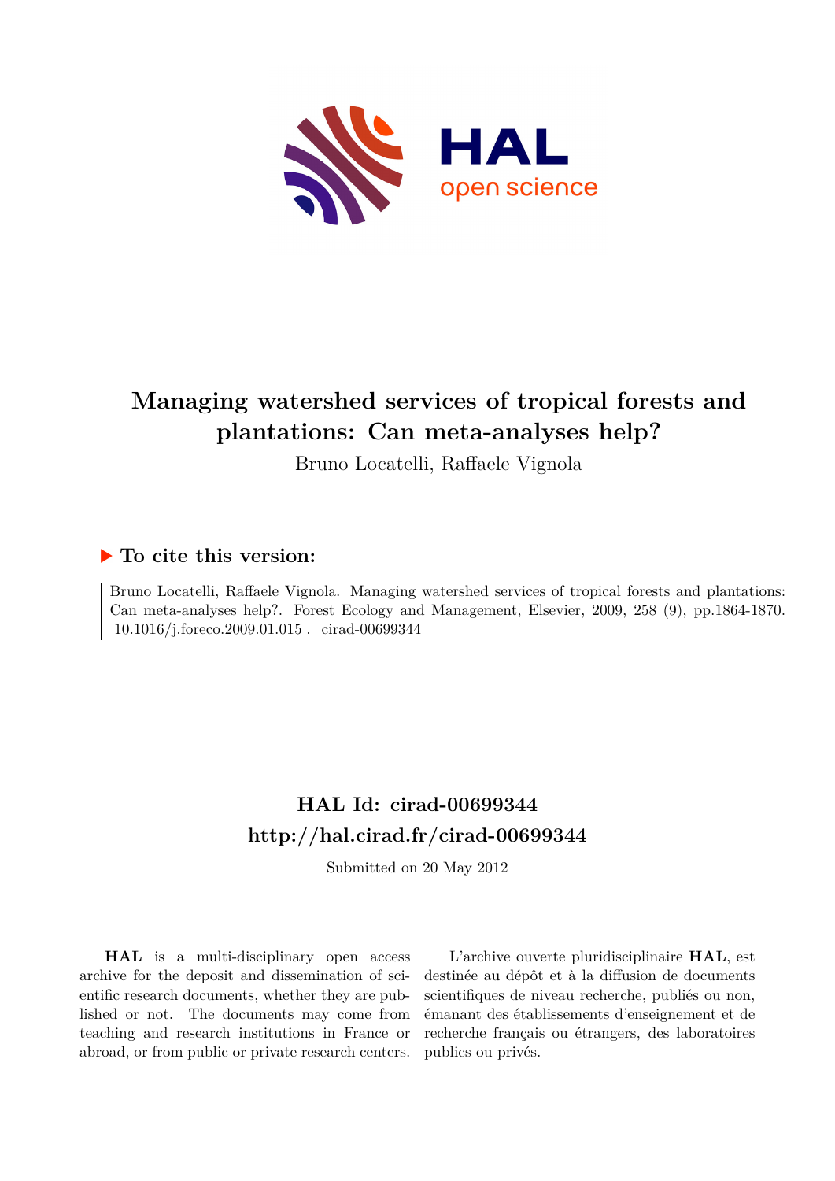# Managing watershed services of tropical forests and plantations: Can meta-analyses help?

Bruno Locatelli, Raffaele Vignola

## ▶ To cite this version:

Bruno Locatelli, Raffaele Vignola. Managing watershed services of tropical forests and plantations: Can meta-analyses help?. Forest Ecology and Management, Elsevier, 2009, 258 (9), pp.1864-1870. 10.1016/j.foreco.2009.01.015 . cirad-00699344

## HAL Id: cirad-00699344
## http://hal.cirad.fr/cirad-00699344

Submitted on 20 May 2012

**HAL** is a multi-disciplinary open access archive for the deposit and dissemination of scientific research documents, whether they are published or not. The documents may come from teaching and research institutions in France or abroad, or from public or private research centers.

L'archive ouverte pluridisciplinaire **HAL**, est destinée au dépôt et à la diffusion de documents scientifiques de niveau recherche, publiés ou non, émanant des établissements d'enseignement et de recherche français ou étrangers, des laboratoires publics ou privés.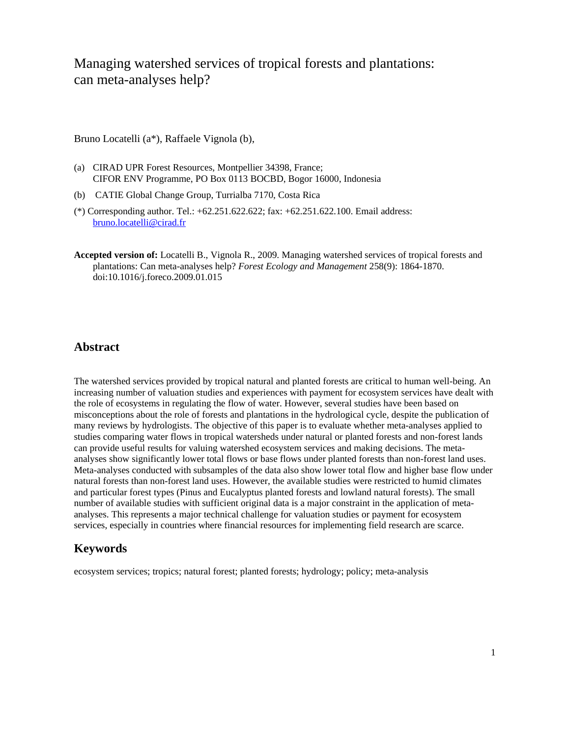# Managing watershed services of tropical forests and plantations: can meta-analyses help?

Bruno Locatelli (a*), Raffaele Vignola (b),

(a) CIRAD UPR Forest Resources, Montpellier 34398, France;
CIFOR ENV Programme, PO Box 0113 BOCBD, Bogor 16000, Indonesia

(b) CATIE Global Change Group, Turrialba 7170, Costa Rica

(*) Corresponding author. Tel.: +62.251.622.622; fax: +62.251.622.100. Email address: bruno.locatelli@cirad.fr

**Accepted version of:** Locatelli B., Vignola R., 2009. Managing watershed services of tropical forests and plantations: Can meta-analyses help? *Forest Ecology and Management* 258(9): 1864-1870. doi:10.1016/j.foreco.2009.01.015

## Abstract

The watershed services provided by tropical natural and planted forests are critical to human well-being. An increasing number of valuation studies and experiences with payment for ecosystem services have dealt with the role of ecosystems in regulating the flow of water. However, several studies have been based on misconceptions about the role of forests and plantations in the hydrological cycle, despite the publication of many reviews by hydrologists. The objective of this paper is to evaluate whether meta-analyses applied to studies comparing water flows in tropical watersheds under natural or planted forests and non-forest lands can provide useful results for valuing watershed ecosystem services and making decisions. The meta-analyses show significantly lower total flows or base flows under planted forests than non-forest land uses. Meta-analyses conducted with subsamples of the data also show lower total flow and higher base flow under natural forests than non-forest land uses. However, the available studies were restricted to humid climates and particular forest types (Pinus and Eucalyptus planted forests and lowland natural forests). The small number of available studies with sufficient original data is a major constraint in the application of meta-analyses. This represents a major technical challenge for valuation studies or payment for ecosystem services, especially in countries where financial resources for implementing field research are scarce.

## Keywords

ecosystem services; tropics; natural forest; planted forests; hydrology; policy; meta-analysis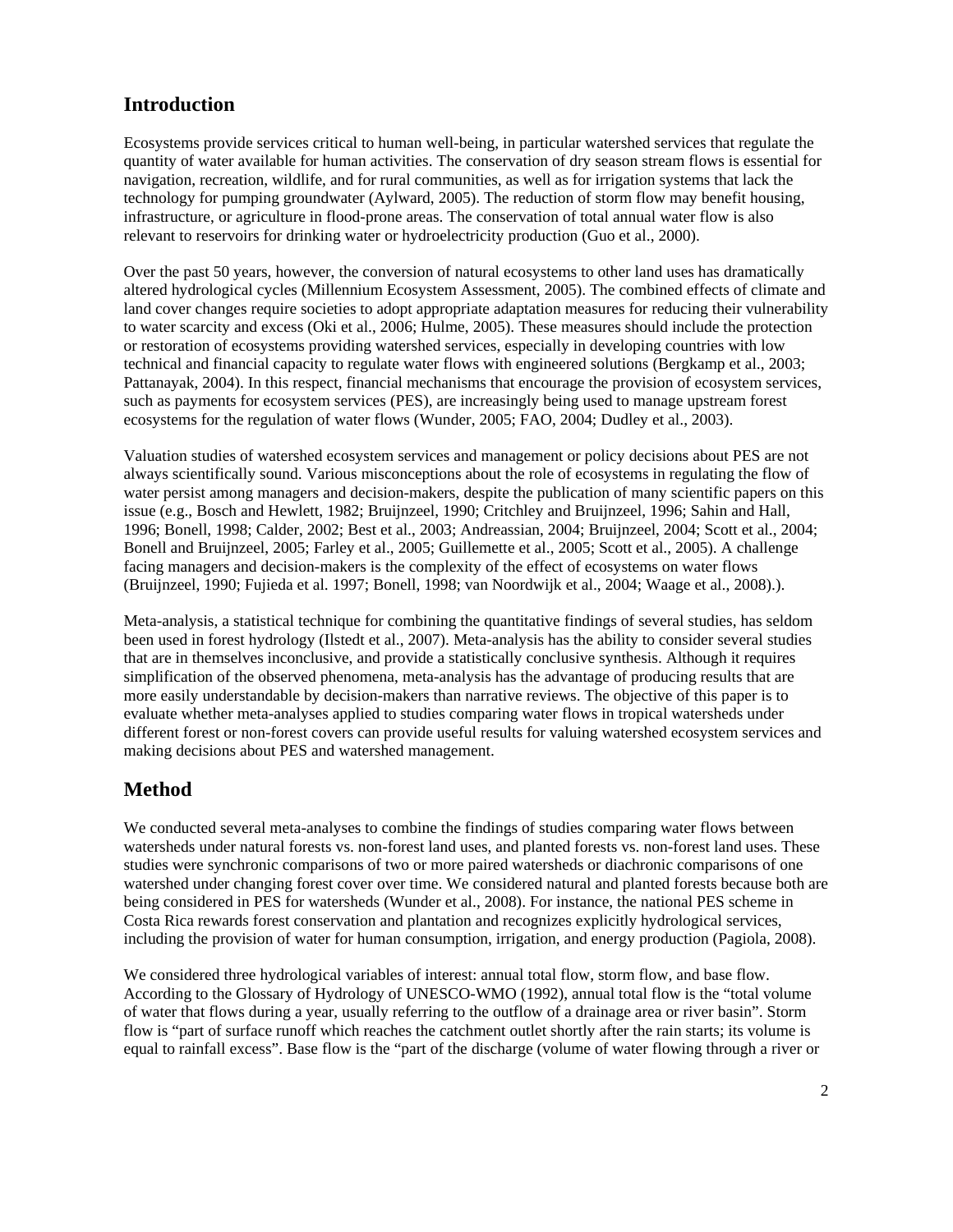## Introduction

Ecosystems provide services critical to human well-being, in particular watershed services that regulate the quantity of water available for human activities. The conservation of dry season stream flows is essential for navigation, recreation, wildlife, and for rural communities, as well as for irrigation systems that lack the technology for pumping groundwater (Aylward, 2005). The reduction of storm flow may benefit housing, infrastructure, or agriculture in flood-prone areas. The conservation of total annual water flow is also relevant to reservoirs for drinking water or hydroelectricity production (Guo et al., 2000).

Over the past 50 years, however, the conversion of natural ecosystems to other land uses has dramatically altered hydrological cycles (Millennium Ecosystem Assessment, 2005). The combined effects of climate and land cover changes require societies to adopt appropriate adaptation measures for reducing their vulnerability to water scarcity and excess (Oki et al., 2006; Hulme, 2005). These measures should include the protection or restoration of ecosystems providing watershed services, especially in developing countries with low technical and financial capacity to regulate water flows with engineered solutions (Bergkamp et al., 2003; Pattanayak, 2004). In this respect, financial mechanisms that encourage the provision of ecosystem services, such as payments for ecosystem services (PES), are increasingly being used to manage upstream forest ecosystems for the regulation of water flows (Wunder, 2005; FAO, 2004; Dudley et al., 2003).

Valuation studies of watershed ecosystem services and management or policy decisions about PES are not always scientifically sound. Various misconceptions about the role of ecosystems in regulating the flow of water persist among managers and decision-makers, despite the publication of many scientific papers on this issue (e.g., Bosch and Hewlett, 1982; Bruijnzeel, 1990; Critchley and Bruijnzeel, 1996; Sahin and Hall, 1996; Bonell, 1998; Calder, 2002; Best et al., 2003; Andreassian, 2004; Bruijnzeel, 2004; Scott et al., 2004; Bonell and Bruijnzeel, 2005; Farley et al., 2005; Guillemette et al., 2005; Scott et al., 2005). A challenge facing managers and decision-makers is the complexity of the effect of ecosystems on water flows (Bruijnzeel, 1990; Fujieda et al. 1997; Bonell, 1998; van Noordwijk et al., 2004; Waage et al., 2008).).

Meta-analysis, a statistical technique for combining the quantitative findings of several studies, has seldom been used in forest hydrology (Ilstedt et al., 2007). Meta-analysis has the ability to consider several studies that are in themselves inconclusive, and provide a statistically conclusive synthesis. Although it requires simplification of the observed phenomena, meta-analysis has the advantage of producing results that are more easily understandable by decision-makers than narrative reviews. The objective of this paper is to evaluate whether meta-analyses applied to studies comparing water flows in tropical watersheds under different forest or non-forest covers can provide useful results for valuing watershed ecosystem services and making decisions about PES and watershed management.

## Method

We conducted several meta-analyses to combine the findings of studies comparing water flows between watersheds under natural forests vs. non-forest land uses, and planted forests vs. non-forest land uses. These studies were synchronic comparisons of two or more paired watersheds or diachronic comparisons of one watershed under changing forest cover over time. We considered natural and planted forests because both are being considered in PES for watersheds (Wunder et al., 2008). For instance, the national PES scheme in Costa Rica rewards forest conservation and plantation and recognizes explicitly hydrological services, including the provision of water for human consumption, irrigation, and energy production (Pagiola, 2008).

We considered three hydrological variables of interest: annual total flow, storm flow, and base flow. According to the Glossary of Hydrology of UNESCO-WMO (1992), annual total flow is the "total volume of water that flows during a year, usually referring to the outflow of a drainage area or river basin". Storm flow is "part of surface runoff which reaches the catchment outlet shortly after the rain starts; its volume is equal to rainfall excess". Base flow is the "part of the discharge (volume of water flowing through a river or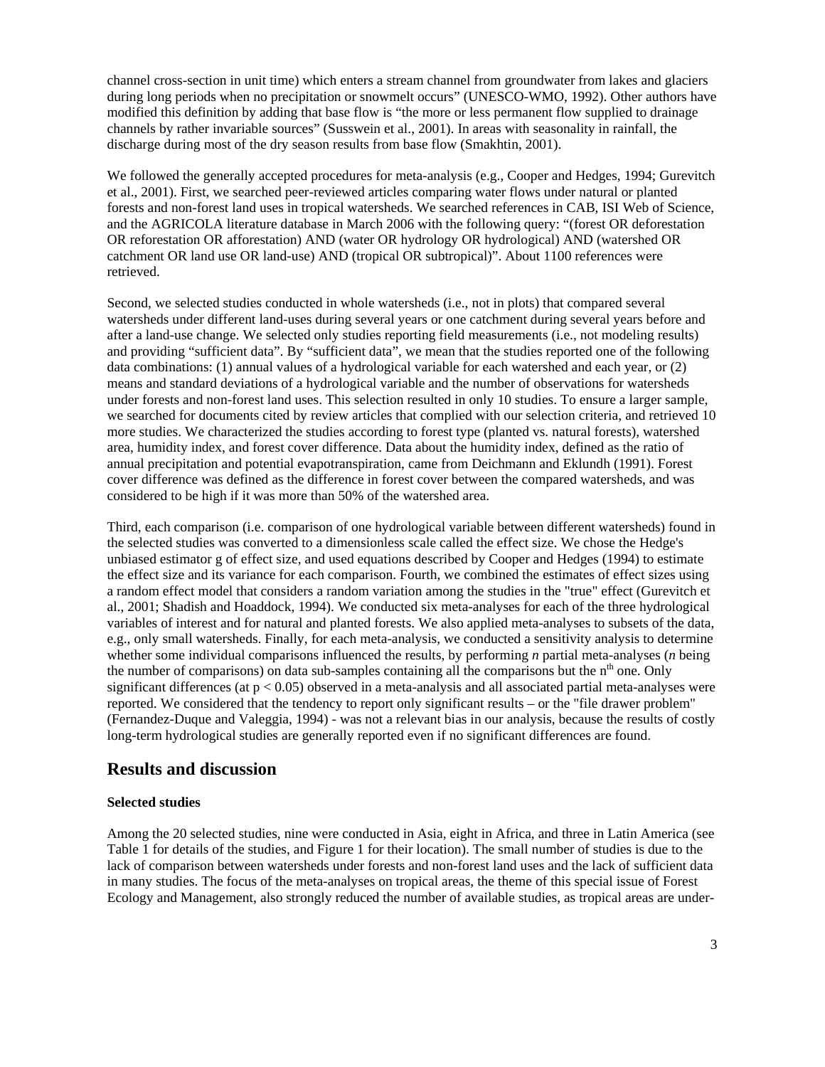channel cross-section in unit time) which enters a stream channel from groundwater from lakes and glaciers during long periods when no precipitation or snowmelt occurs" (UNESCO-WMO, 1992). Other authors have modified this definition by adding that base flow is "the more or less permanent flow supplied to drainage channels by rather invariable sources" (Susswein et al., 2001). In areas with seasonality in rainfall, the discharge during most of the dry season results from base flow (Smakhtin, 2001).

We followed the generally accepted procedures for meta-analysis (e.g., Cooper and Hedges, 1994; Gurevitch et al., 2001). First, we searched peer-reviewed articles comparing water flows under natural or planted forests and non-forest land uses in tropical watersheds. We searched references in CAB, ISI Web of Science, and the AGRICOLA literature database in March 2006 with the following query: "(forest OR deforestation OR reforestation OR afforestation) AND (water OR hydrology OR hydrological) AND (watershed OR catchment OR land use OR land-use) AND (tropical OR subtropical)". About 1100 references were retrieved.

Second, we selected studies conducted in whole watersheds (i.e., not in plots) that compared several watersheds under different land-uses during several years or one catchment during several years before and after a land-use change. We selected only studies reporting field measurements (i.e., not modeling results) and providing "sufficient data". By "sufficient data", we mean that the studies reported one of the following data combinations: (1) annual values of a hydrological variable for each watershed and each year, or (2) means and standard deviations of a hydrological variable and the number of observations for watersheds under forests and non-forest land uses. This selection resulted in only 10 studies. To ensure a larger sample, we searched for documents cited by review articles that complied with our selection criteria, and retrieved 10 more studies. We characterized the studies according to forest type (planted vs. natural forests), watershed area, humidity index, and forest cover difference. Data about the humidity index, defined as the ratio of annual precipitation and potential evapotranspiration, came from Deichmann and Eklundh (1991). Forest cover difference was defined as the difference in forest cover between the compared watersheds, and was considered to be high if it was more than 50% of the watershed area.

Third, each comparison (i.e. comparison of one hydrological variable between different watersheds) found in the selected studies was converted to a dimensionless scale called the effect size. We chose the Hedge's unbiased estimator g of effect size, and used equations described by Cooper and Hedges (1994) to estimate the effect size and its variance for each comparison. Fourth, we combined the estimates of effect sizes using a random effect model that considers a random variation among the studies in the "true" effect (Gurevitch et al., 2001; Shadish and Hoaddock, 1994). We conducted six meta-analyses for each of the three hydrological variables of interest and for natural and planted forests. We also applied meta-analyses to subsets of the data, e.g., only small watersheds. Finally, for each meta-analysis, we conducted a sensitivity analysis to determine whether some individual comparisons influenced the results, by performing *n* partial meta-analyses (*n* being the number of comparisons) on data sub-samples containing all the comparisons but the $n^{th}$ one. Only significant differences (at $p < 0.05$) observed in a meta-analysis and all associated partial meta-analyses were reported. We considered that the tendency to report only significant results – or the "file drawer problem" (Fernandez-Duque and Valeggia, 1994) - was not a relevant bias in our analysis, because the results of costly long-term hydrological studies are generally reported even if no significant differences are found.

## Results and discussion

### Selected studies

Among the 20 selected studies, nine were conducted in Asia, eight in Africa, and three in Latin America (see Table 1 for details of the studies, and Figure 1 for their location). The small number of studies is due to the lack of comparison between watersheds under forests and non-forest land uses and the lack of sufficient data in many studies. The focus of the meta-analyses on tropical areas, the theme of this special issue of Forest Ecology and Management, also strongly reduced the number of available studies, as tropical areas are under-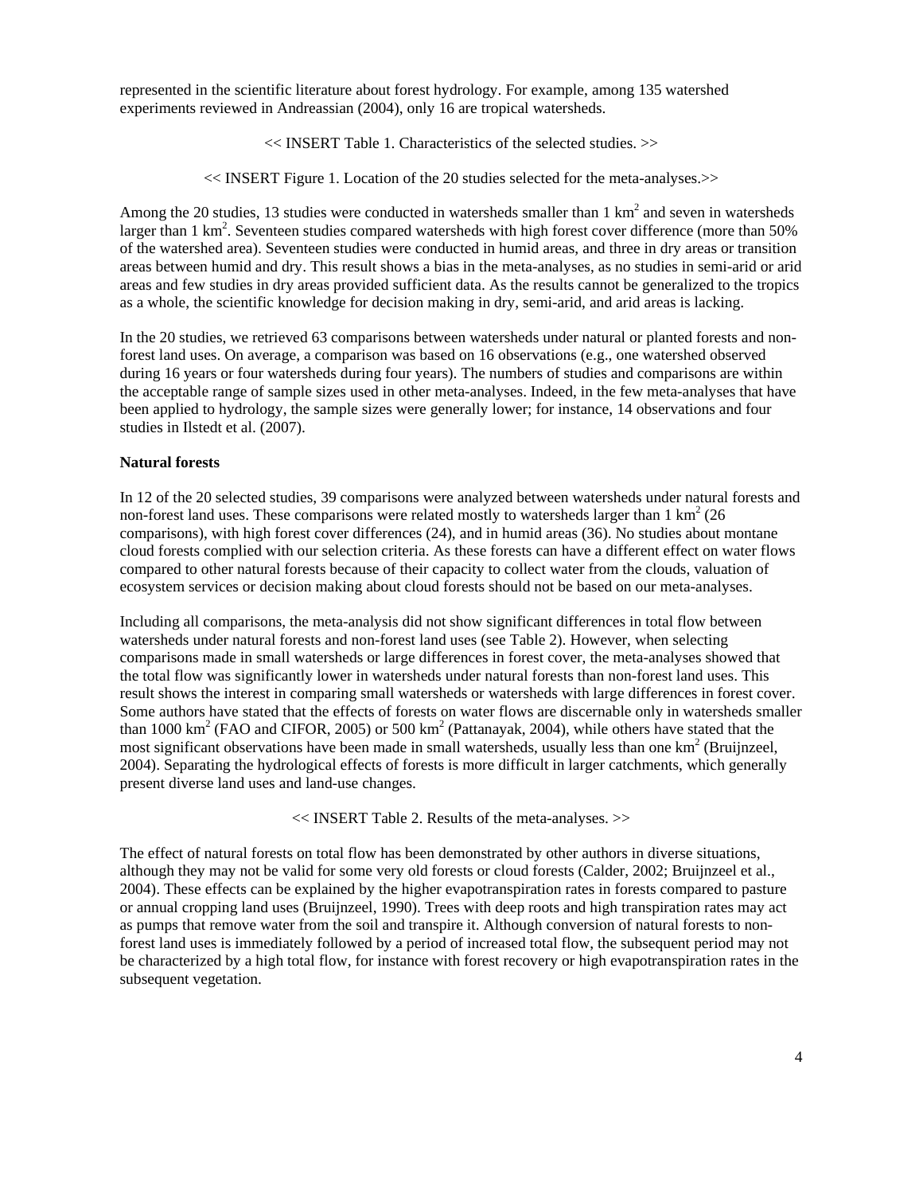represented in the scientific literature about forest hydrology. For example, among 135 watershed experiments reviewed in Andreassian (2004), only 16 are tropical watersheds.

<< INSERT Table 1. Characteristics of the selected studies. >>

<< INSERT Figure 1. Location of the 20 studies selected for the meta-analyses.>>

Among the 20 studies, 13 studies were conducted in watersheds smaller than 1 km$^2$ and seven in watersheds larger than 1 km$^2$. Seventeen studies compared watersheds with high forest cover difference (more than 50% of the watershed area). Seventeen studies were conducted in humid areas, and three in dry areas or transition areas between humid and dry. This result shows a bias in the meta-analyses, as no studies in semi-arid or arid areas and few studies in dry areas provided sufficient data. As the results cannot be generalized to the tropics as a whole, the scientific knowledge for decision making in dry, semi-arid, and arid areas is lacking.

In the 20 studies, we retrieved 63 comparisons between watersheds under natural or planted forests and non-forest land uses. On average, a comparison was based on 16 observations (e.g., one watershed observed during 16 years or four watersheds during four years). The numbers of studies and comparisons are within the acceptable range of sample sizes used in other meta-analyses. Indeed, in the few meta-analyses that have been applied to hydrology, the sample sizes were generally lower; for instance, 14 observations and four studies in Ilstedt et al. (2007).

**Natural forests**

In 12 of the 20 selected studies, 39 comparisons were analyzed between watersheds under natural forests and non-forest land uses. These comparisons were related mostly to watersheds larger than 1 km$^2$ (26 comparisons), with high forest cover differences (24), and in humid areas (36). No studies about montane cloud forests complied with our selection criteria. As these forests can have a different effect on water flows compared to other natural forests because of their capacity to collect water from the clouds, valuation of ecosystem services or decision making about cloud forests should not be based on our meta-analyses.

Including all comparisons, the meta-analysis did not show significant differences in total flow between watersheds under natural forests and non-forest land uses (see Table 2). However, when selecting comparisons made in small watersheds or large differences in forest cover, the meta-analyses showed that the total flow was significantly lower in watersheds under natural forests than non-forest land uses. This result shows the interest in comparing small watersheds or watersheds with large differences in forest cover. Some authors have stated that the effects of forests on water flows are discernable only in watersheds smaller than 1000 km$^2$ (FAO and CIFOR, 2005) or 500 km$^2$ (Pattanayak, 2004), while others have stated that the most significant observations have been made in small watersheds, usually less than one km$^2$ (Bruijnzeel, 2004). Separating the hydrological effects of forests is more difficult in larger catchments, which generally present diverse land uses and land-use changes.

<< INSERT Table 2. Results of the meta-analyses. >>

The effect of natural forests on total flow has been demonstrated by other authors in diverse situations, although they may not be valid for some very old forests or cloud forests (Calder, 2002; Bruijnzeel et al., 2004). These effects can be explained by the higher evapotranspiration rates in forests compared to pasture or annual cropping land uses (Bruijnzeel, 1990). Trees with deep roots and high transpiration rates may act as pumps that remove water from the soil and transpire it. Although conversion of natural forests to non-forest land uses is immediately followed by a period of increased total flow, the subsequent period may not be characterized by a high total flow, for instance with forest recovery or high evapotranspiration rates in the subsequent vegetation.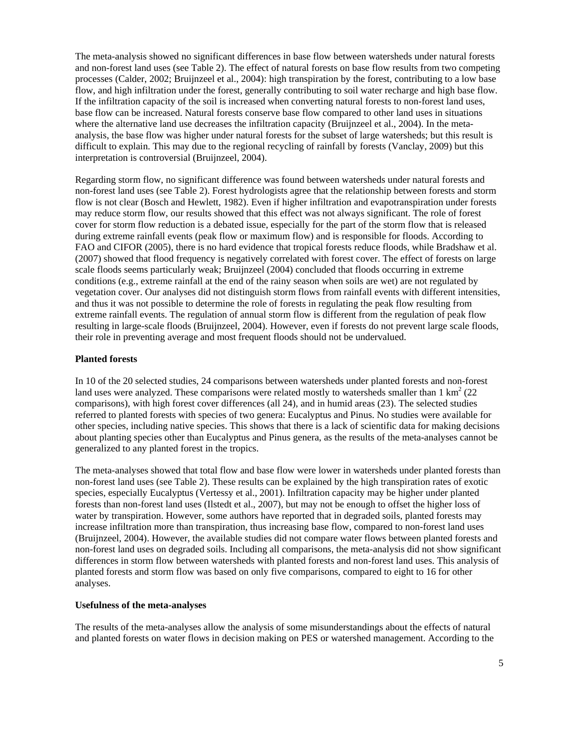The meta-analysis showed no significant differences in base flow between watersheds under natural forests and non-forest land uses (see Table 2). The effect of natural forests on base flow results from two competing processes (Calder, 2002; Bruijnzeel et al., 2004): high transpiration by the forest, contributing to a low base flow, and high infiltration under the forest, generally contributing to soil water recharge and high base flow. If the infiltration capacity of the soil is increased when converting natural forests to non-forest land uses, base flow can be increased. Natural forests conserve base flow compared to other land uses in situations where the alternative land use decreases the infiltration capacity (Bruijnzeel et al., 2004). In the meta-analysis, the base flow was higher under natural forests for the subset of large watersheds; but this result is difficult to explain. This may due to the regional recycling of rainfall by forests (Vanclay, 2009) but this interpretation is controversial (Bruijnzeel, 2004).

Regarding storm flow, no significant difference was found between watersheds under natural forests and non-forest land uses (see Table 2). Forest hydrologists agree that the relationship between forests and storm flow is not clear (Bosch and Hewlett, 1982). Even if higher infiltration and evapotranspiration under forests may reduce storm flow, our results showed that this effect was not always significant. The role of forest cover for storm flow reduction is a debated issue, especially for the part of the storm flow that is released during extreme rainfall events (peak flow or maximum flow) and is responsible for floods. According to FAO and CIFOR (2005), there is no hard evidence that tropical forests reduce floods, while Bradshaw et al. (2007) showed that flood frequency is negatively correlated with forest cover. The effect of forests on large scale floods seems particularly weak; Bruijnzeel (2004) concluded that floods occurring in extreme conditions (e.g., extreme rainfall at the end of the rainy season when soils are wet) are not regulated by vegetation cover. Our analyses did not distinguish storm flows from rainfall events with different intensities, and thus it was not possible to determine the role of forests in regulating the peak flow resulting from extreme rainfall events. The regulation of annual storm flow is different from the regulation of peak flow resulting in large-scale floods (Bruijnzeel, 2004). However, even if forests do not prevent large scale floods, their role in preventing average and most frequent floods should not be undervalued.

**Planted forests**

In 10 of the 20 selected studies, 24 comparisons between watersheds under planted forests and non-forest land uses were analyzed. These comparisons were related mostly to watersheds smaller than 1 km$^2$ (22 comparisons), with high forest cover differences (all 24), and in humid areas (23). The selected studies referred to planted forests with species of two genera: Eucalyptus and Pinus. No studies were available for other species, including native species. This shows that there is a lack of scientific data for making decisions about planting species other than Eucalyptus and Pinus genera, as the results of the meta-analyses cannot be generalized to any planted forest in the tropics.

The meta-analyses showed that total flow and base flow were lower in watersheds under planted forests than non-forest land uses (see Table 2). These results can be explained by the high transpiration rates of exotic species, especially Eucalyptus (Vertessy et al., 2001). Infiltration capacity may be higher under planted forests than non-forest land uses (Ilstedt et al., 2007), but may not be enough to offset the higher loss of water by transpiration. However, some authors have reported that in degraded soils, planted forests may increase infiltration more than transpiration, thus increasing base flow, compared to non-forest land uses (Bruijnzeel, 2004). However, the available studies did not compare water flows between planted forests and non-forest land uses on degraded soils. Including all comparisons, the meta-analysis did not show significant differences in storm flow between watersheds with planted forests and non-forest land uses. This analysis of planted forests and storm flow was based on only five comparisons, compared to eight to 16 for other analyses.

**Usefulness of the meta-analyses**

The results of the meta-analyses allow the analysis of some misunderstandings about the effects of natural and planted forests on water flows in decision making on PES or watershed management. According to the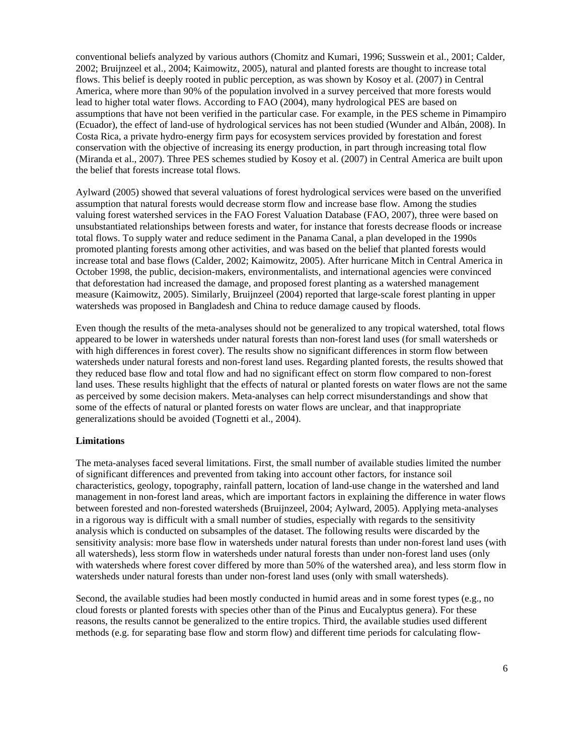conventional beliefs analyzed by various authors (Chomitz and Kumari, 1996; Susswein et al., 2001; Calder, 2002; Bruijnzeel et al., 2004; Kaimowitz, 2005), natural and planted forests are thought to increase total flows. This belief is deeply rooted in public perception, as was shown by Kosoy et al. (2007) in Central America, where more than 90% of the population involved in a survey perceived that more forests would lead to higher total water flows. According to FAO (2004), many hydrological PES are based on assumptions that have not been verified in the particular case. For example, in the PES scheme in Pimampiro (Ecuador), the effect of land-use of hydrological services has not been studied (Wunder and Albán, 2008). In Costa Rica, a private hydro-energy firm pays for ecosystem services provided by forestation and forest conservation with the objective of increasing its energy production, in part through increasing total flow (Miranda et al., 2007). Three PES schemes studied by Kosoy et al. (2007) in Central America are built upon the belief that forests increase total flows.

Aylward (2005) showed that several valuations of forest hydrological services were based on the unverified assumption that natural forests would decrease storm flow and increase base flow. Among the studies valuing forest watershed services in the FAO Forest Valuation Database (FAO, 2007), three were based on unsubstantiated relationships between forests and water, for instance that forests decrease floods or increase total flows. To supply water and reduce sediment in the Panama Canal, a plan developed in the 1990s promoted planting forests among other activities, and was based on the belief that planted forests would increase total and base flows (Calder, 2002; Kaimowitz, 2005). After hurricane Mitch in Central America in October 1998, the public, decision-makers, environmentalists, and international agencies were convinced that deforestation had increased the damage, and proposed forest planting as a watershed management measure (Kaimowitz, 2005). Similarly, Bruijnzeel (2004) reported that large-scale forest planting in upper watersheds was proposed in Bangladesh and China to reduce damage caused by floods.

Even though the results of the meta-analyses should not be generalized to any tropical watershed, total flows appeared to be lower in watersheds under natural forests than non-forest land uses (for small watersheds or with high differences in forest cover). The results show no significant differences in storm flow between watersheds under natural forests and non-forest land uses. Regarding planted forests, the results showed that they reduced base flow and total flow and had no significant effect on storm flow compared to non-forest land uses. These results highlight that the effects of natural or planted forests on water flows are not the same as perceived by some decision makers. Meta-analyses can help correct misunderstandings and show that some of the effects of natural or planted forests on water flows are unclear, and that inappropriate generalizations should be avoided (Tognetti et al., 2004).

**Limitations**

The meta-analyses faced several limitations. First, the small number of available studies limited the number of significant differences and prevented from taking into account other factors, for instance soil characteristics, geology, topography, rainfall pattern, location of land-use change in the watershed and land management in non-forest land areas, which are important factors in explaining the difference in water flows between forested and non-forested watersheds (Bruijnzeel, 2004; Aylward, 2005). Applying meta-analyses in a rigorous way is difficult with a small number of studies, especially with regards to the sensitivity analysis which is conducted on subsamples of the dataset. The following results were discarded by the sensitivity analysis: more base flow in watersheds under natural forests than under non-forest land uses (with all watersheds), less storm flow in watersheds under natural forests than under non-forest land uses (only with watersheds where forest cover differed by more than 50% of the watershed area), and less storm flow in watersheds under natural forests than under non-forest land uses (only with small watersheds).

Second, the available studies had been mostly conducted in humid areas and in some forest types (e.g., no cloud forests or planted forests with species other than of the Pinus and Eucalyptus genera). For these reasons, the results cannot be generalized to the entire tropics. Third, the available studies used different methods (e.g. for separating base flow and storm flow) and different time periods for calculating flow-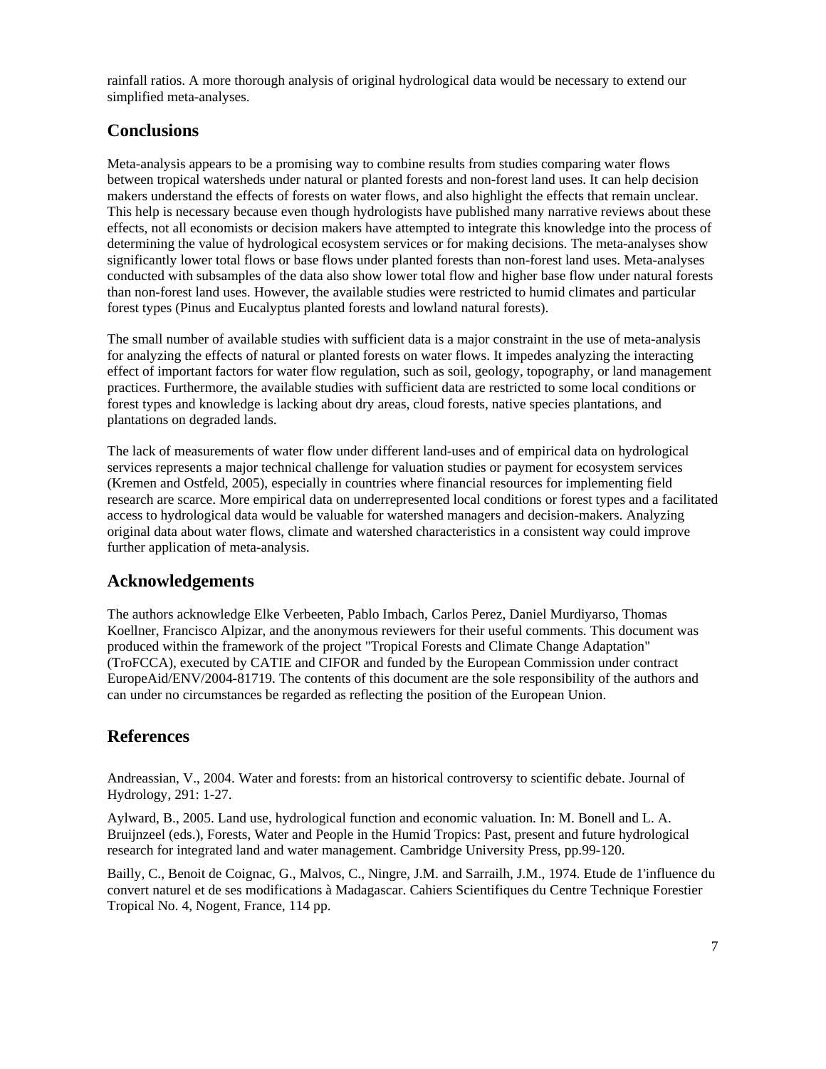rainfall ratios. A more thorough analysis of original hydrological data would be necessary to extend our simplified meta-analyses.

## Conclusions

Meta-analysis appears to be a promising way to combine results from studies comparing water flows between tropical watersheds under natural or planted forests and non-forest land uses. It can help decision makers understand the effects of forests on water flows, and also highlight the effects that remain unclear. This help is necessary because even though hydrologists have published many narrative reviews about these effects, not all economists or decision makers have attempted to integrate this knowledge into the process of determining the value of hydrological ecosystem services or for making decisions. The meta-analyses show significantly lower total flows or base flows under planted forests than non-forest land uses. Meta-analyses conducted with subsamples of the data also show lower total flow and higher base flow under natural forests than non-forest land uses. However, the available studies were restricted to humid climates and particular forest types (Pinus and Eucalyptus planted forests and lowland natural forests).

The small number of available studies with sufficient data is a major constraint in the use of meta-analysis for analyzing the effects of natural or planted forests on water flows. It impedes analyzing the interacting effect of important factors for water flow regulation, such as soil, geology, topography, or land management practices. Furthermore, the available studies with sufficient data are restricted to some local conditions or forest types and knowledge is lacking about dry areas, cloud forests, native species plantations, and plantations on degraded lands.

The lack of measurements of water flow under different land-uses and of empirical data on hydrological services represents a major technical challenge for valuation studies or payment for ecosystem services (Kremen and Ostfeld, 2005), especially in countries where financial resources for implementing field research are scarce. More empirical data on underrepresented local conditions or forest types and a facilitated access to hydrological data would be valuable for watershed managers and decision-makers. Analyzing original data about water flows, climate and watershed characteristics in a consistent way could improve further application of meta-analysis.

## Acknowledgements

The authors acknowledge Elke Verbeeten, Pablo Imbach, Carlos Perez, Daniel Murdiyarso, Thomas Koellner, Francisco Alpizar, and the anonymous reviewers for their useful comments. This document was produced within the framework of the project "Tropical Forests and Climate Change Adaptation" (TroFCCA), executed by CATIE and CIFOR and funded by the European Commission under contract EuropeAid/ENV/2004-81719. The contents of this document are the sole responsibility of the authors and can under no circumstances be regarded as reflecting the position of the European Union.

## References

Andreassian, V., 2004. Water and forests: from an historical controversy to scientific debate. Journal of Hydrology, 291: 1-27.

Aylward, B., 2005. Land use, hydrological function and economic valuation. In: M. Bonell and L. A. Bruijnzeel (eds.), Forests, Water and People in the Humid Tropics: Past, present and future hydrological research for integrated land and water management. Cambridge University Press, pp.99-120.

Bailly, C., Benoit de Coignac, G., Malvos, C., Ningre, J.M. and Sarrailh, J.M., 1974. Etude de 1'influence du convert naturel et de ses modifications à Madagascar. Cahiers Scientifiques du Centre Technique Forestier Tropical No. 4, Nogent, France, 114 pp.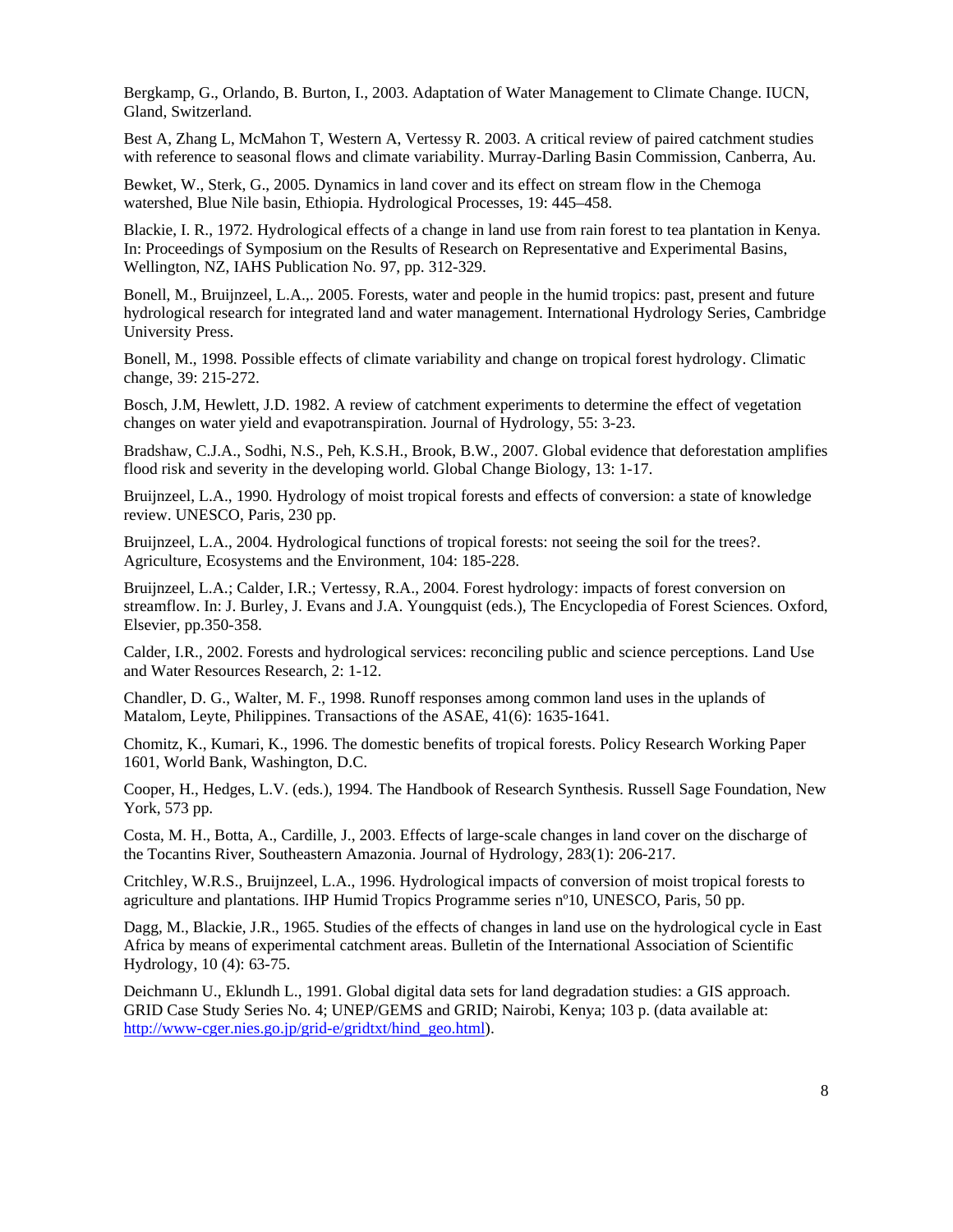Bergkamp, G., Orlando, B. Burton, I., 2003. Adaptation of Water Management to Climate Change. IUCN, Gland, Switzerland.

Best A, Zhang L, McMahon T, Western A, Vertessy R. 2003. A critical review of paired catchment studies with reference to seasonal flows and climate variability. Murray-Darling Basin Commission, Canberra, Au.

Bewket, W., Sterk, G., 2005. Dynamics in land cover and its effect on stream flow in the Chemoga watershed, Blue Nile basin, Ethiopia. Hydrological Processes, 19: 445–458.

Blackie, I. R., 1972. Hydrological effects of a change in land use from rain forest to tea plantation in Kenya. In: Proceedings of Symposium on the Results of Research on Representative and Experimental Basins, Wellington, NZ, IAHS Publication No. 97, pp. 312-329.

Bonell, M., Bruijnzeel, L.A.,. 2005. Forests, water and people in the humid tropics: past, present and future hydrological research for integrated land and water management. International Hydrology Series, Cambridge University Press.

Bonell, M., 1998. Possible effects of climate variability and change on tropical forest hydrology. Climatic change, 39: 215-272.

Bosch, J.M, Hewlett, J.D. 1982. A review of catchment experiments to determine the effect of vegetation changes on water yield and evapotranspiration. Journal of Hydrology, 55: 3-23.

Bradshaw, C.J.A., Sodhi, N.S., Peh, K.S.H., Brook, B.W., 2007. Global evidence that deforestation amplifies flood risk and severity in the developing world. Global Change Biology, 13: 1-17.

Bruijnzeel, L.A., 1990. Hydrology of moist tropical forests and effects of conversion: a state of knowledge review. UNESCO, Paris, 230 pp.

Bruijnzeel, L.A., 2004. Hydrological functions of tropical forests: not seeing the soil for the trees?. Agriculture, Ecosystems and the Environment, 104: 185-228.

Bruijnzeel, L.A.; Calder, I.R.; Vertessy, R.A., 2004. Forest hydrology: impacts of forest conversion on streamflow. In: J. Burley, J. Evans and J.A. Youngquist (eds.), The Encyclopedia of Forest Sciences. Oxford, Elsevier, pp.350-358.

Calder, I.R., 2002. Forests and hydrological services: reconciling public and science perceptions. Land Use and Water Resources Research, 2: 1-12.

Chandler, D. G., Walter, M. F., 1998. Runoff responses among common land uses in the uplands of Matalom, Leyte, Philippines. Transactions of the ASAE, 41(6): 1635-1641.

Chomitz, K., Kumari, K., 1996. The domestic benefits of tropical forests. Policy Research Working Paper 1601, World Bank, Washington, D.C.

Cooper, H., Hedges, L.V. (eds.), 1994. The Handbook of Research Synthesis. Russell Sage Foundation, New York, 573 pp.

Costa, M. H., Botta, A., Cardille, J., 2003. Effects of large-scale changes in land cover on the discharge of the Tocantins River, Southeastern Amazonia. Journal of Hydrology, 283(1): 206-217.

Critchley, W.R.S., Bruijnzeel, L.A., 1996. Hydrological impacts of conversion of moist tropical forests to agriculture and plantations. IHP Humid Tropics Programme series nº10, UNESCO, Paris, 50 pp.

Dagg, M., Blackie, J.R., 1965. Studies of the effects of changes in land use on the hydrological cycle in East Africa by means of experimental catchment areas. Bulletin of the International Association of Scientific Hydrology, 10 (4): 63-75.

Deichmann U., Eklundh L., 1991. Global digital data sets for land degradation studies: a GIS approach. GRID Case Study Series No. 4; UNEP/GEMS and GRID; Nairobi, Kenya; 103 p. (data available at: http://www-cger.nies.go.jp/grid-e/gridtxt/hind_geo.html).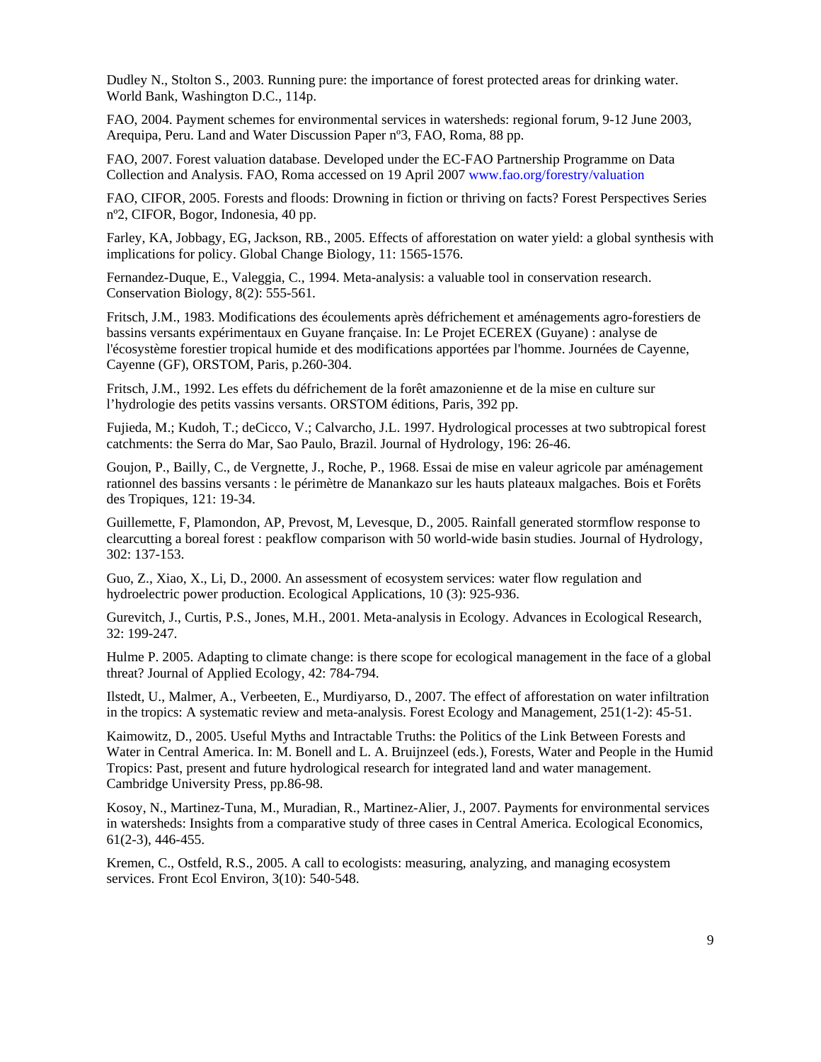Dudley N., Stolton S., 2003. Running pure: the importance of forest protected areas for drinking water. World Bank, Washington D.C., 114p.

FAO, 2004. Payment schemes for environmental services in watersheds: regional forum, 9-12 June 2003, Arequipa, Peru. Land and Water Discussion Paper nº3, FAO, Roma, 88 pp.

FAO, 2007. Forest valuation database. Developed under the EC-FAO Partnership Programme on Data Collection and Analysis. FAO, Roma accessed on 19 April 2007 www.fao.org/forestry/valuation

FAO, CIFOR, 2005. Forests and floods: Drowning in fiction or thriving on facts? Forest Perspectives Series nº2, CIFOR, Bogor, Indonesia, 40 pp.

Farley, KA, Jobbagy, EG, Jackson, RB., 2005. Effects of afforestation on water yield: a global synthesis with implications for policy. Global Change Biology, 11: 1565-1576.

Fernandez-Duque, E., Valeggia, C., 1994. Meta-analysis: a valuable tool in conservation research. Conservation Biology, 8(2): 555-561.

Fritsch, J.M., 1983. Modifications des écoulements après défrichement et aménagements agro-forestiers de bassins versants expérimentaux en Guyane française. In: Le Projet ECEREX (Guyane) : analyse de l'écosystème forestier tropical humide et des modifications apportées par l'homme. Journées de Cayenne, Cayenne (GF), ORSTOM, Paris, p.260-304.

Fritsch, J.M., 1992. Les effets du défrichement de la forêt amazonienne et de la mise en culture sur l'hydrologie des petits vassins versants. ORSTOM éditions, Paris, 392 pp.

Fujieda, M.; Kudoh, T.; deCicco, V.; Calvarcho, J.L. 1997. Hydrological processes at two subtropical forest catchments: the Serra do Mar, Sao Paulo, Brazil. Journal of Hydrology, 196: 26-46.

Goujon, P., Bailly, C., de Vergnette, J., Roche, P., 1968. Essai de mise en valeur agricole par aménagement rationnel des bassins versants : le périmètre de Manankazo sur les hauts plateaux malgaches. Bois et Forêts des Tropiques, 121: 19-34.

Guillemette, F, Plamondon, AP, Prevost, M, Levesque, D., 2005. Rainfall generated stormflow response to clearcutting a boreal forest : peakflow comparison with 50 world-wide basin studies. Journal of Hydrology, 302: 137-153.

Guo, Z., Xiao, X., Li, D., 2000. An assessment of ecosystem services: water flow regulation and hydroelectric power production. Ecological Applications, 10 (3): 925-936.

Gurevitch, J., Curtis, P.S., Jones, M.H., 2001. Meta-analysis in Ecology. Advances in Ecological Research, 32: 199-247.

Hulme P. 2005. Adapting to climate change: is there scope for ecological management in the face of a global threat? Journal of Applied Ecology, 42: 784-794.

Ilstedt, U., Malmer, A., Verbeeten, E., Murdiyarso, D., 2007. The effect of afforestation on water infiltration in the tropics: A systematic review and meta-analysis. Forest Ecology and Management, 251(1-2): 45-51.

Kaimowitz, D., 2005. Useful Myths and Intractable Truths: the Politics of the Link Between Forests and Water in Central America. In: M. Bonell and L. A. Bruijnzeel (eds.), Forests, Water and People in the Humid Tropics: Past, present and future hydrological research for integrated land and water management. Cambridge University Press, pp.86-98.

Kosoy, N., Martinez-Tuna, M., Muradian, R., Martinez-Alier, J., 2007. Payments for environmental services in watersheds: Insights from a comparative study of three cases in Central America. Ecological Economics, 61(2-3), 446-455.

Kremen, C., Ostfeld, R.S., 2005. A call to ecologists: measuring, analyzing, and managing ecosystem services. Front Ecol Environ, 3(10): 540-548.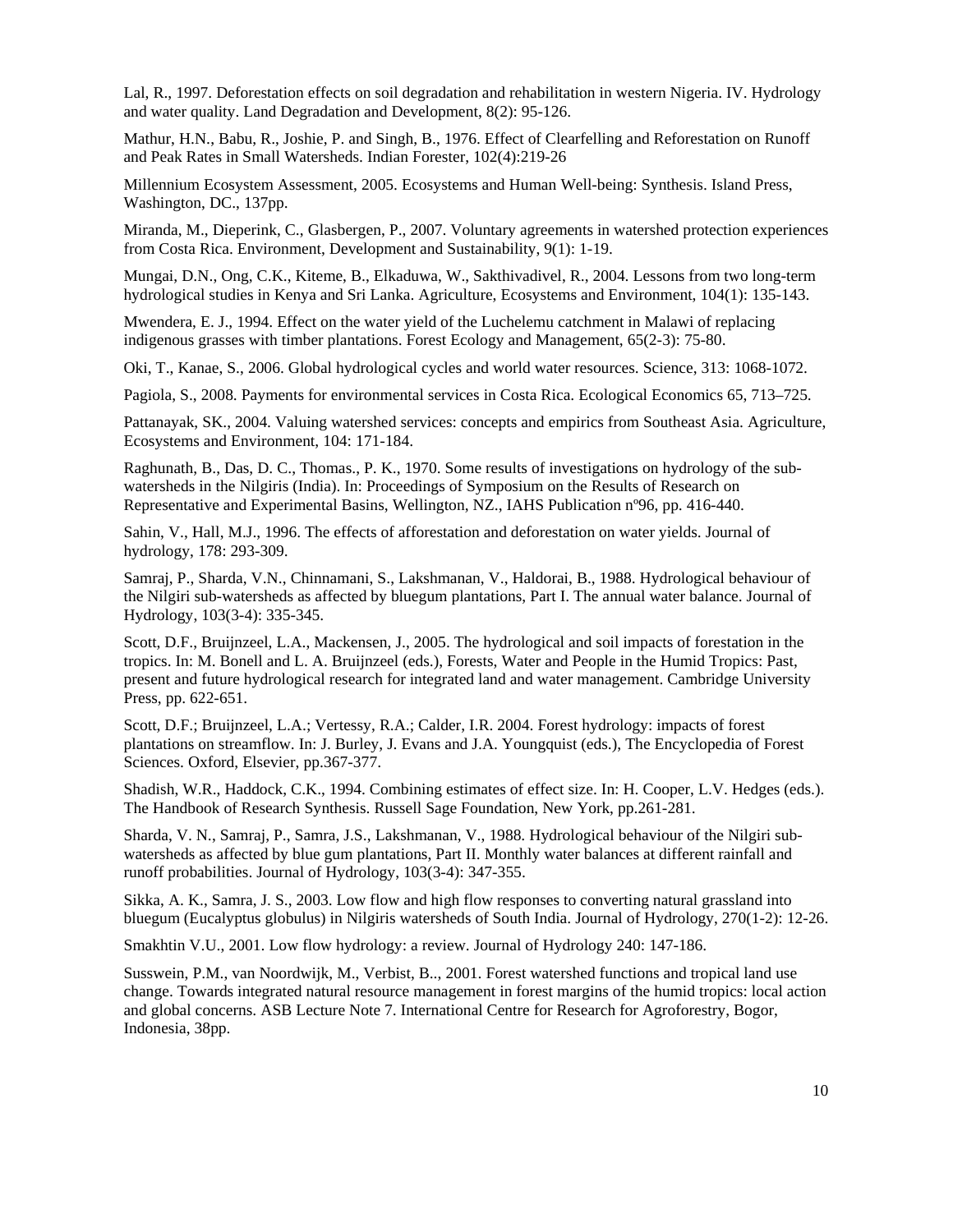Lal, R., 1997. Deforestation effects on soil degradation and rehabilitation in western Nigeria. IV. Hydrology and water quality. Land Degradation and Development, 8(2): 95-126.

Mathur, H.N., Babu, R., Joshie, P. and Singh, B., 1976. Effect of Clearfelling and Reforestation on Runoff and Peak Rates in Small Watersheds. Indian Forester, 102(4):219-26

Millennium Ecosystem Assessment, 2005. Ecosystems and Human Well-being: Synthesis. Island Press, Washington, DC., 137pp.

Miranda, M., Dieperink, C., Glasbergen, P., 2007. Voluntary agreements in watershed protection experiences from Costa Rica. Environment, Development and Sustainability, 9(1): 1-19.

Mungai, D.N., Ong, C.K., Kiteme, B., Elkaduwa, W., Sakthivadivel, R., 2004. Lessons from two long-term hydrological studies in Kenya and Sri Lanka. Agriculture, Ecosystems and Environment, 104(1): 135-143.

Mwendera, E. J., 1994. Effect on the water yield of the Luchelemu catchment in Malawi of replacing indigenous grasses with timber plantations. Forest Ecology and Management, 65(2-3): 75-80.

Oki, T., Kanae, S., 2006. Global hydrological cycles and world water resources. Science, 313: 1068-1072.

Pagiola, S., 2008. Payments for environmental services in Costa Rica. Ecological Economics 65, 713–725.

Pattanayak, SK., 2004. Valuing watershed services: concepts and empirics from Southeast Asia. Agriculture, Ecosystems and Environment, 104: 171-184.

Raghunath, B., Das, D. C., Thomas., P. K., 1970. Some results of investigations on hydrology of the sub-watersheds in the Nilgiris (India). In: Proceedings of Symposium on the Results of Research on Representative and Experimental Basins, Wellington, NZ., IAHS Publication nº96, pp. 416-440.

Sahin, V., Hall, M.J., 1996. The effects of afforestation and deforestation on water yields. Journal of hydrology, 178: 293-309.

Samraj, P., Sharda, V.N., Chinnamani, S., Lakshmanan, V., Haldorai, B., 1988. Hydrological behaviour of the Nilgiri sub-watersheds as affected by bluegum plantations, Part I. The annual water balance. Journal of Hydrology, 103(3-4): 335-345.

Scott, D.F., Bruijnzeel, L.A., Mackensen, J., 2005. The hydrological and soil impacts of forestation in the tropics. In: M. Bonell and L. A. Bruijnzeel (eds.), Forests, Water and People in the Humid Tropics: Past, present and future hydrological research for integrated land and water management. Cambridge University Press, pp. 622-651.

Scott, D.F.; Bruijnzeel, L.A.; Vertessy, R.A.; Calder, I.R. 2004. Forest hydrology: impacts of forest plantations on streamflow. In: J. Burley, J. Evans and J.A. Youngquist (eds.), The Encyclopedia of Forest Sciences. Oxford, Elsevier, pp.367-377.

Shadish, W.R., Haddock, C.K., 1994. Combining estimates of effect size. In: H. Cooper, L.V. Hedges (eds.). The Handbook of Research Synthesis. Russell Sage Foundation, New York, pp.261-281.

Sharda, V. N., Samraj, P., Samra, J.S., Lakshmanan, V., 1988. Hydrological behaviour of the Nilgiri sub-watersheds as affected by blue gum plantations, Part II. Monthly water balances at different rainfall and runoff probabilities. Journal of Hydrology, 103(3-4): 347-355.

Sikka, A. K., Samra, J. S., 2003. Low flow and high flow responses to converting natural grassland into bluegum (Eucalyptus globulus) in Nilgiris watersheds of South India. Journal of Hydrology, 270(1-2): 12-26.

Smakhtin V.U., 2001. Low flow hydrology: a review. Journal of Hydrology 240: 147-186.

Susswein, P.M., van Noordwijk, M., Verbist, B.., 2001. Forest watershed functions and tropical land use change. Towards integrated natural resource management in forest margins of the humid tropics: local action and global concerns. ASB Lecture Note 7. International Centre for Research for Agroforestry, Bogor, Indonesia, 38pp.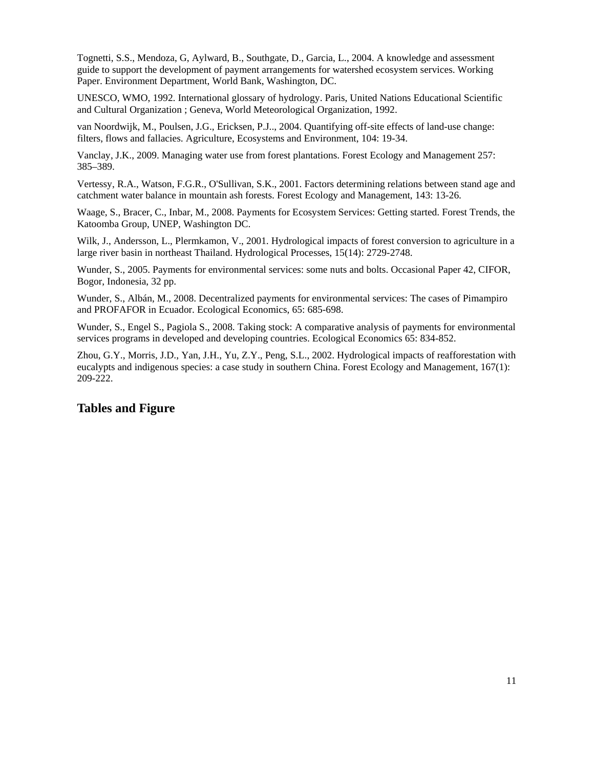Tognetti, S.S., Mendoza, G, Aylward, B., Southgate, D., Garcia, L., 2004. A knowledge and assessment guide to support the development of payment arrangements for watershed ecosystem services. Working Paper. Environment Department, World Bank, Washington, DC.

UNESCO, WMO, 1992. International glossary of hydrology. Paris, United Nations Educational Scientific and Cultural Organization ; Geneva, World Meteorological Organization, 1992.

van Noordwijk, M., Poulsen, J.G., Ericksen, P.J.., 2004. Quantifying off-site effects of land-use change: filters, flows and fallacies. Agriculture, Ecosystems and Environment, 104: 19-34.

Vanclay, J.K., 2009. Managing water use from forest plantations. Forest Ecology and Management 257: 385–389.

Vertessy, R.A., Watson, F.G.R., O'Sullivan, S.K., 2001. Factors determining relations between stand age and catchment water balance in mountain ash forests. Forest Ecology and Management, 143: 13-26.

Waage, S., Bracer, C., Inbar, M., 2008. Payments for Ecosystem Services: Getting started. Forest Trends, the Katoomba Group, UNEP, Washington DC.

Wilk, J., Andersson, L., Plermkamon, V., 2001. Hydrological impacts of forest conversion to agriculture in a large river basin in northeast Thailand. Hydrological Processes, 15(14): 2729-2748.

Wunder, S., 2005. Payments for environmental services: some nuts and bolts. Occasional Paper 42, CIFOR, Bogor, Indonesia, 32 pp.

Wunder, S., Albán, M., 2008. Decentralized payments for environmental services: The cases of Pimampiro and PROFAFOR in Ecuador. Ecological Economics, 65: 685-698.

Wunder, S., Engel S., Pagiola S., 2008. Taking stock: A comparative analysis of payments for environmental services programs in developed and developing countries. Ecological Economics 65: 834-852.

Zhou, G.Y., Morris, J.D., Yan, J.H., Yu, Z.Y., Peng, S.L., 2002. Hydrological impacts of reafforestation with eucalypts and indigenous species: a case study in southern China. Forest Ecology and Management, 167(1): 209-222.

## Tables and Figure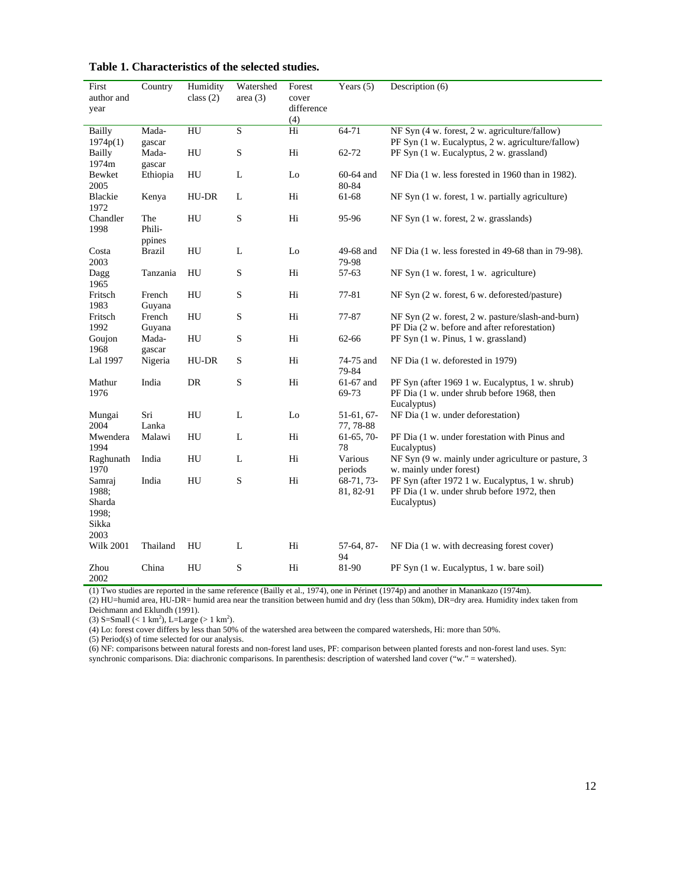**Table 1. Characteristics of the selected studies.**

| First author and year | Country | Humidity class (2) | Watershed area (3) | Forest cover difference (4) | Years (5) | Description (6) |
|---|---|---|---|---|---|---|
| Bailly 1974p(1) | Madagascar | HU | S | Hi | 64-71 | NF Syn (4 w. forest, 2 w. agriculture/fallow) PF Syn (1 w. Eucalyptus, 2 w. agriculture/fallow) |
| Bailly 1974m | Madagascar | HU | S | Hi | 62-72 | PF Syn (1 w. Eucalyptus, 2 w. grassland) |
| Bewket 2005 | Ethiopia | HU | L | Lo | 60-64 and 80-84 | NF Dia (1 w. less forested in 1960 than in 1982). |
| Blackie 1972 | Kenya | HU-DR | L | Hi | 61-68 | NF Syn (1 w. forest, 1 w. partially agriculture) |
| Chandler 1998 | The Philippines | HU | S | Hi | 95-96 | NF Syn (1 w. forest, 2 w. grasslands) |
| Costa 2003 | Brazil | HU | L | Lo | 49-68 and 79-98 | NF Dia (1 w. less forested in 49-68 than in 79-98). |
| Dagg 1965 | Tanzania | HU | S | Hi | 57-63 | NF Syn (1 w. forest, 1 w. agriculture) |
| Fritsch 1983 | French Guyana | HU | S | Hi | 77-81 | NF Syn (2 w. forest, 6 w. deforested/pasture) |
| Fritsch 1992 | French Guyana | HU | S | Hi | 77-87 | NF Syn (2 w. forest, 2 w. pasture/slash-and-burn) PF Dia (2 w. before and after reforestation) |
| Goujon 1968 | Madagascar | HU | S | Hi | 62-66 | PF Syn (1 w. Pinus, 1 w. grassland) |
| Lal 1997 | Nigeria | HU-DR | S | Hi | 74-75 and 79-84 | NF Dia (1 w. deforested in 1979) |
| Mathur 1976 | India | DR | S | Hi | 61-67 and 69-73 | PF Syn (after 1969 1 w. Eucalyptus, 1 w. shrub) PF Dia (1 w. under shrub before 1968, then Eucalyptus) |
| Mungai 2004 | Sri Lanka | HU | L | Lo | 51-61, 67-77, 78-88 | NF Dia (1 w. under deforestation) |
| Mwendera 1994 | Malawi | HU | L | Hi | 61-65, 70-78 | PF Dia (1 w. under forestation with Pinus and Eucalyptus) |
| Raghunath 1970 | India | HU | L | Hi | Various periods | NF Syn (9 w. mainly under agriculture or pasture, 3 w. mainly under forest) |
| Samraj 1988; Sharda 1998; Sikka 2003 | India | HU | S | Hi | 68-71, 73-81, 82-91 | PF Syn (after 1972 1 w. Eucalyptus, 1 w. shrub) PF Dia (1 w. under shrub before 1972, then Eucalyptus) |
| Wilk 2001 | Thailand | HU | L | Hi | 57-64, 87-94 | NF Dia (1 w. with decreasing forest cover) |
| Zhou 2002 | China | HU | S | Hi | 81-90 | PF Syn (1 w. Eucalyptus, 1 w. bare soil) |

(1) Two studies are reported in the same reference (Bailly et al., 1974), one in Périnet (1974p) and another in Manankazo (1974m).
(2) HU=humid area, HU-DR= humid area near the transition between humid and dry (less than 50km), DR=dry area. Humidity index taken from Deichmann and Eklundh (1991).
(3) S=Small (< 1 km$^2$), L=Large (> 1 km$^2$).
(4) Lo: forest cover differs by less than 50% of the watershed area between the compared watersheds, Hi: more than 50%.
(5) Period(s) of time selected for our analysis.
(6) NF: comparisons between natural forests and non-forest land uses, PF: comparison between planted forests and non-forest land uses. Syn: synchronic comparisons. Dia: diachronic comparisons. In parenthesis: description of watershed land cover ("w." = watershed).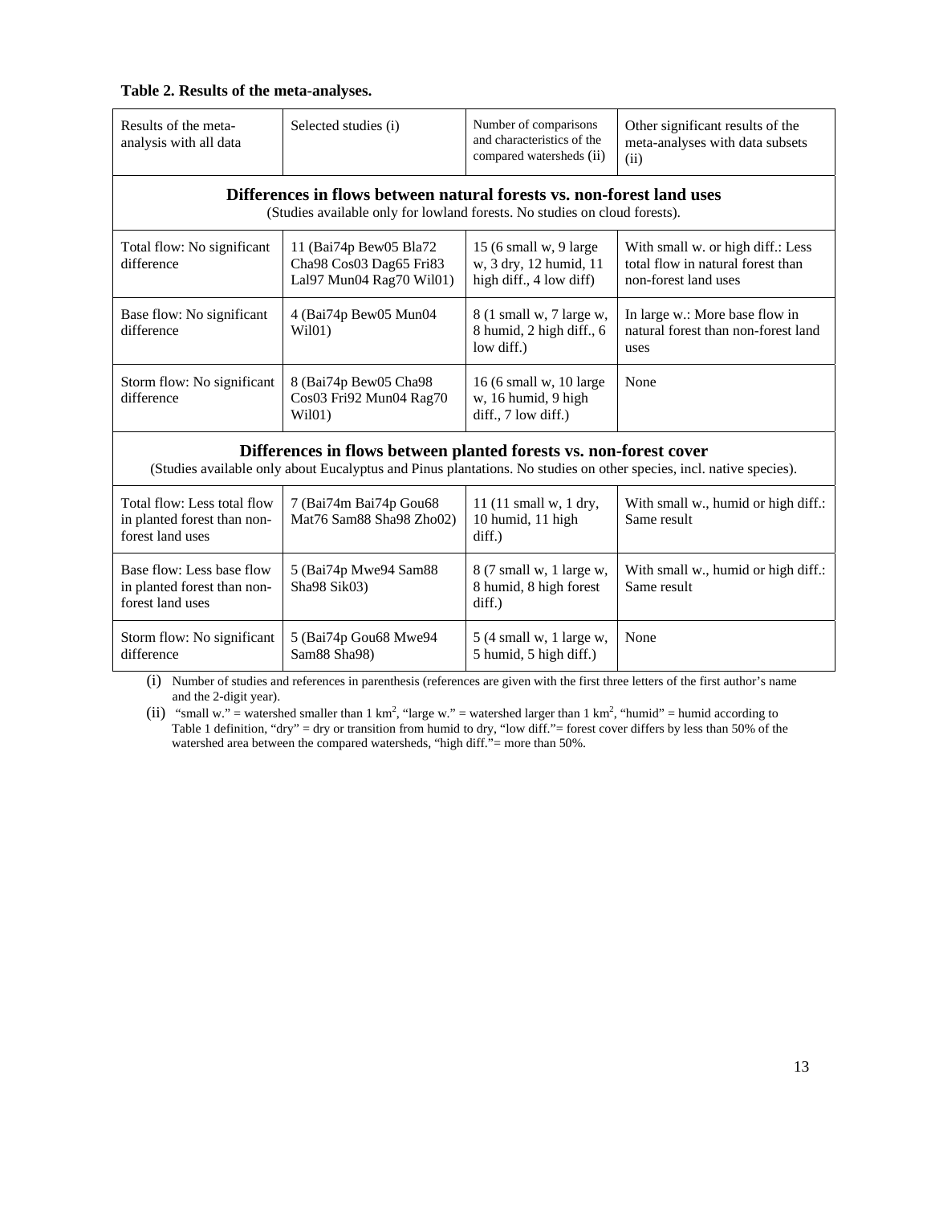**Table 2. Results of the meta-analyses.**

| Results of the meta-analysis with all data | Selected studies (i) | Number of comparisons and characteristics of the compared watersheds (ii) | Other significant results of the meta-analyses with data subsets (ii) |
|---|---|---|---|
| **Differences in flows between natural forests vs. non-forest land uses** (Studies available only for lowland forests. No studies on cloud forests). | | | |
| Total flow: No significant difference | 11 (Bai74p Bew05 Bla72 Cha98 Cos03 Dag65 Fri83 Lal97 Mun04 Rag70 Wil01) | 15 (6 small w, 9 large w, 3 dry, 12 humid, 11 high diff., 4 low diff) | With small w. or high diff.: Less total flow in natural forest than non-forest land uses |
| Base flow: No significant difference | 4 (Bai74p Bew05 Mun04 Wil01) | 8 (1 small w, 7 large w, 8 humid, 2 high diff., 6 low diff.) | In large w.: More base flow in natural forest than non-forest land uses |
| Storm flow: No significant difference | 8 (Bai74p Bew05 Cha98 Cos03 Fri92 Mun04 Rag70 Wil01) | 16 (6 small w, 10 large w, 16 humid, 9 high diff., 7 low diff.) | None |
| **Differences in flows between planted forests vs. non-forest cover** (Studies available only about Eucalyptus and Pinus plantations. No studies on other species, incl. native species). | | | |
| Total flow: Less total flow in planted forest than non-forest land uses | 7 (Bai74m Bai74p Gou68 Mat76 Sam88 Sha98 Zho02) | 11 (11 small w, 1 dry, 10 humid, 11 high diff.) | With small w., humid or high diff.: Same result |
| Base flow: Less base flow in planted forest than non-forest land uses | 5 (Bai74p Mwe94 Sam88 Sha98 Sik03) | 8 (7 small w, 1 large w, 8 humid, 8 high forest diff.) | With small w., humid or high diff.: Same result |
| Storm flow: No significant difference | 5 (Bai74p Gou68 Mwe94 Sam88 Sha98) | 5 (4 small w, 1 large w, 5 humid, 5 high diff.) | None |

(i) Number of studies and references in parenthesis (references are given with the first three letters of the first author's name and the 2-digit year).

(ii) "small w." = watershed smaller than 1 km$^2$, "large w." = watershed larger than 1 km$^2$, "humid" = humid according to Table 1 definition, "dry" = dry or transition from humid to dry, "low diff."= forest cover differs by less than 50% of the watershed area between the compared watersheds, "high diff."= more than 50%.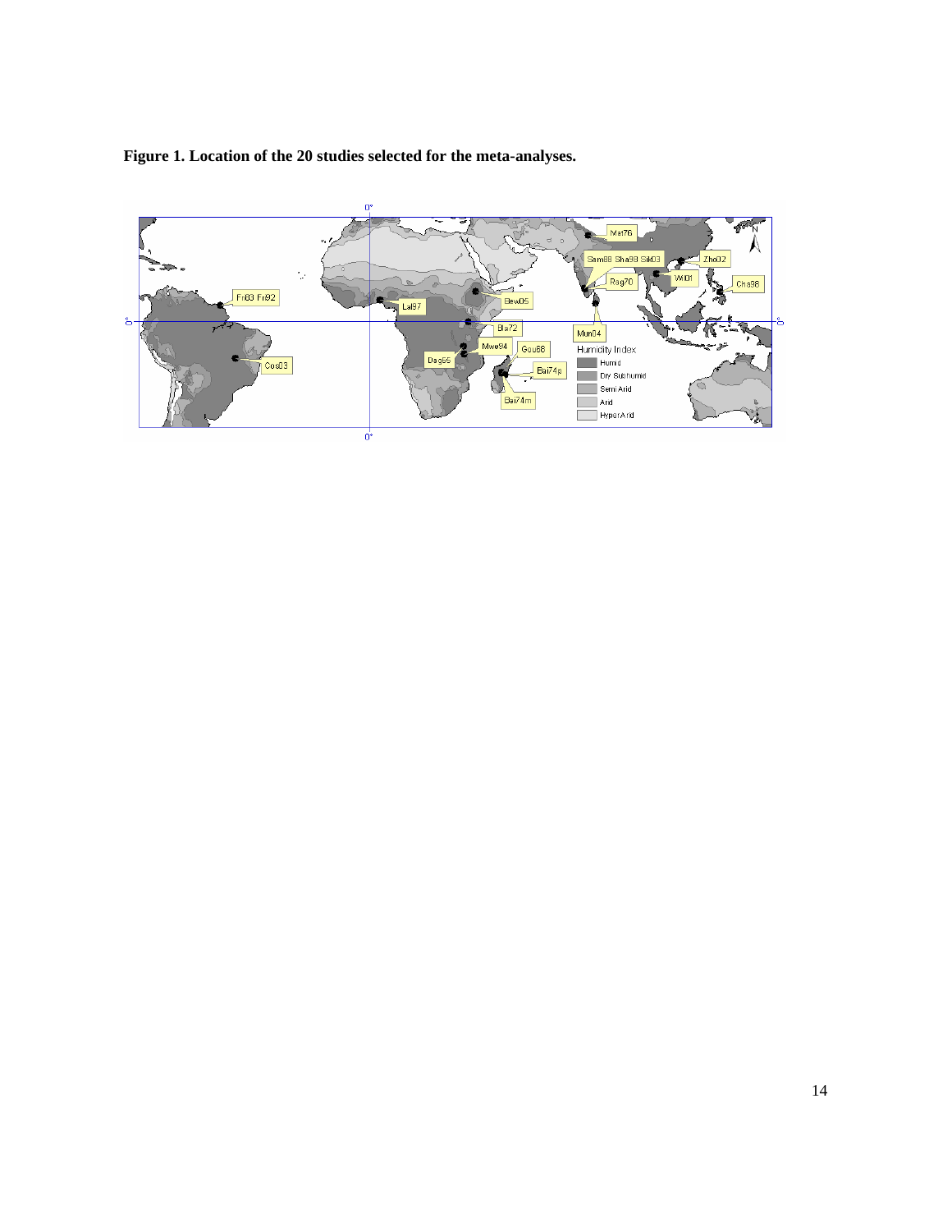**Figure 1. Location of the 20 studies selected for the meta-analyses.**

0°

Mat76
Sam88 Sha98 Sik03
Zho02
Rag70
Wil01
Cha98
Fri83 Fri92
Lal97
Bew05
Mun04
Bla72
Mwe94
Gou68
Dag65
Cos03
Bai74p
Bai74m

Humidity Index
Humid
Dry Subhumid
Semi Arid
Arid
HyperArid